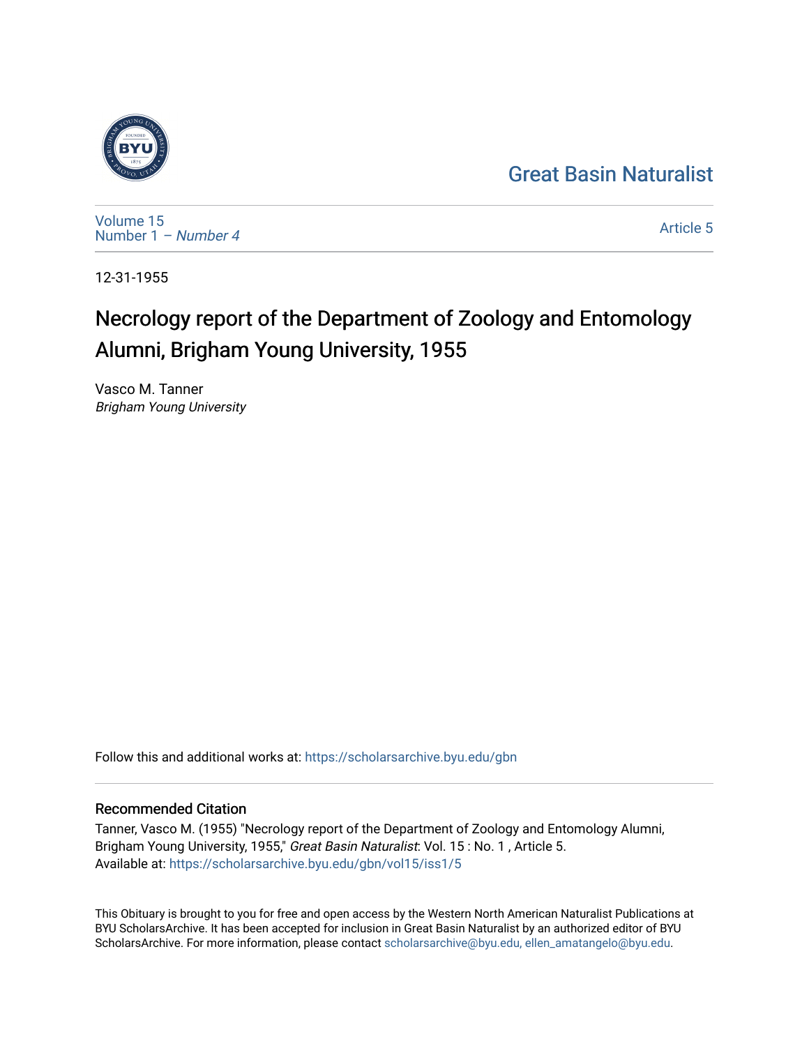Great Basin Naturalist

Volume 15
Number 1 – *Number 4*

Article 5

12-31-1955

# Necrology report of the Department of Zoology and Entomology Alumni, Brigham Young University, 1955

Vasco M. Tanner
*Brigham Young University*

Follow this and additional works at: https://scholarsarchive.byu.edu/gbn

## Recommended Citation

Tanner, Vasco M. (1955) "Necrology report of the Department of Zoology and Entomology Alumni, Brigham Young University, 1955," *Great Basin Naturalist*: Vol. 15 : No. 1 , Article 5.
Available at: https://scholarsarchive.byu.edu/gbn/vol15/iss1/5

This Obituary is brought to you for free and open access by the Western North American Naturalist Publications at BYU ScholarsArchive. It has been accepted for inclusion in Great Basin Naturalist by an authorized editor of BYU ScholarsArchive. For more information, please contact scholarsarchive@byu.edu, ellen_amatangelo@byu.edu.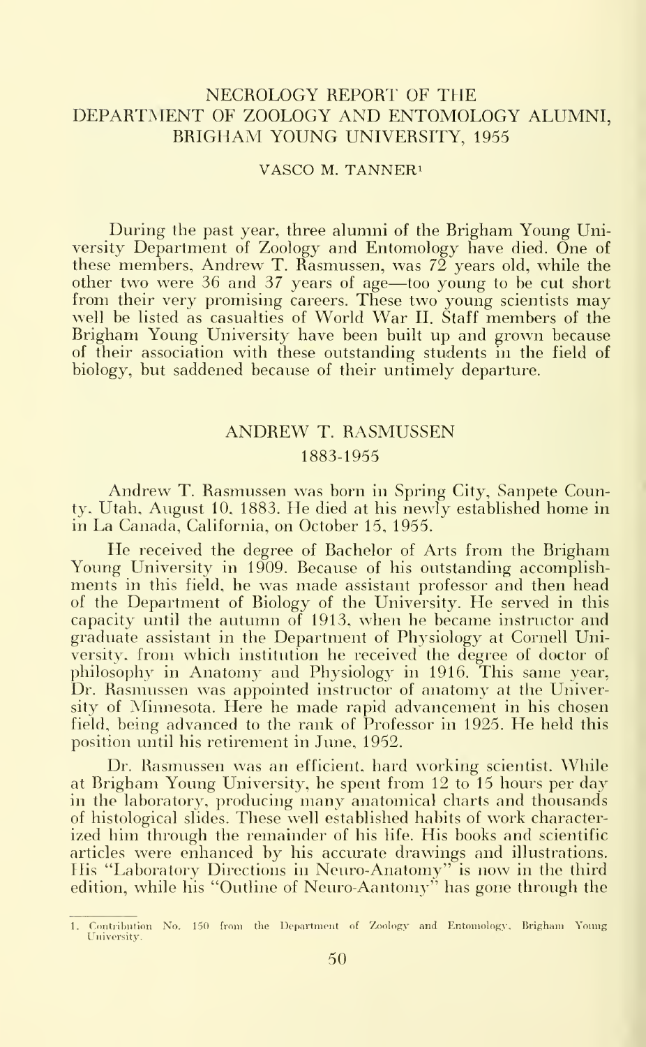# NECROLOGY REPORT OF THE DEPARTMENT OF ZOOLOGY AND ENTOMOLOGY ALUMNI, BRIGHAM YOUNG UNIVERSITY, 1955

VASCO M. TANNER[1]

During the past year, three alumni of the Brigham Young University Department of Zoology and Entomology have died. One of these members, Andrew T. Rasmussen, was 72 years old, while the other two were 36 and 37 years of age—too young to be cut short from their very promising careers. These two young scientists may well be listed as casualties of World War II. Staff members of the Brigham Young University have been built up and grown because of their association with these outstanding students in the field of biology, but saddened because of their untimely departure.

## ANDREW T. RASMUSSEN

### 1883-1955

Andrew T. Rasmussen was born in Spring City, Sanpete County, Utah, August 10, 1883. He died at his newly established home in in La Canada, California, on October 15, 1955.

He received the degree of Bachelor of Arts from the Brigham Young University in 1909. Because of his outstanding accomplishments in this field, he was made assistant professor and then head of the Department of Biology of the University. He served in this capacity until the autumn of 1913, when he became instructor and graduate assistant in the Department of Physiology at Cornell University, from which institution he received the degree of doctor of philosophy in Anatomy and Physiology in 1916. This same year, Dr. Rasmussen was appointed instructor of anatomy at the University of Minnesota. Here he made rapid advancement in his chosen field, being advanced to the rank of Professor in 1925. He held this position until his retirement in June, 1952.

Dr. Rasmussen was an efficient, hard working scientist. While at Brigham Young University, he spent from 12 to 15 hours per day in the laboratory, producing many anatomical charts and thousands of histological slides. These well established habits of work characterized him through the remainder of his life. His books and scientific articles were enhanced by his accurate drawings and illustrations. His "Laboratory Directions in Neuro-Anatomy" is now in the third edition, while his "Outline of Neuro-Aantomy" has gone through the

---

1. Contribution No. 150 from the Department of Zoology and Entomology, Brigham Young University.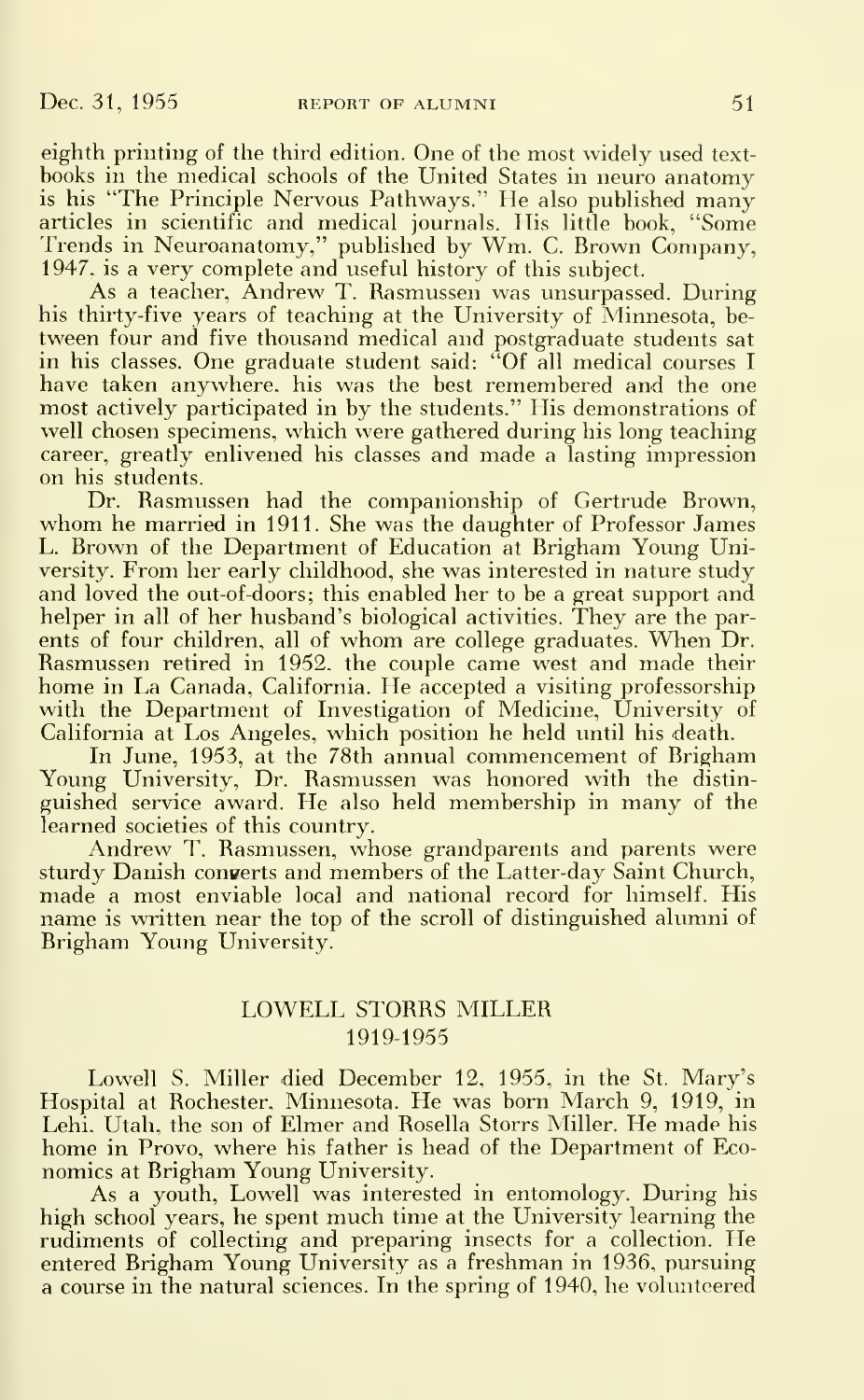eighth printing of the third edition. One of the most widely used textbooks in the medical schools of the United States in neuro anatomy is his "The Principle Nervous Pathways." He also published many articles in scientific and medical journals. His little book, "Some Trends in Neuroanatomy," published by Wm. C. Brown Company, 1947, is a very complete and useful history of this subject.

As a teacher, Andrew T. Rasmussen was unsurpassed. During his thirty-five years of teaching at the University of Minnesota, between four and five thousand medical and postgraduate students sat in his classes. One graduate student said: "Of all medical courses I have taken anywhere, his was the best remembered and the one most actively participated in by the students." His demonstrations of well chosen specimens, which were gathered during his long teaching career, greatly enlivened his classes and made a lasting impression on his students.

Dr. Rasmussen had the companionship of Gertrude Brown, whom he married in 1911. She was the daughter of Professor James L. Brown of the Department of Education at Brigham Young University. From her early childhood, she was interested in nature study and loved the out-of-doors; this enabled her to be a great support and helper in all of her husband's biological activities. They are the parents of four children, all of whom are college graduates. When Dr. Rasmussen retired in 1952, the couple came west and made their home in La Canada, California. He accepted a visiting professorship with the Department of Investigation of Medicine, University of California at Los Angeles, which position he held until his death.

In June, 1953, at the 78th annual commencement of Brigham Young University, Dr. Rasmussen was honored with the distinguished service award. He also held membership in many of the learned societies of this country.

Andrew T. Rasmussen, whose grandparents and parents were sturdy Danish converts and members of the Latter-day Saint Church, made a most enviable local and national record for himself. His name is written near the top of the scroll of distinguished alumni of Brigham Young University.

## LOWELL STORRS MILLER
### 1919-1955

Lowell S. Miller died December 12, 1955, in the St. Mary's Hospital at Rochester, Minnesota. He was born March 9, 1919, in Lehi, Utah, the son of Elmer and Rosella Storrs Miller. He made his home in Provo, where his father is head of the Department of Economics at Brigham Young University.

As a youth, Lowell was interested in entomology. During his high school years, he spent much time at the University learning the rudiments of collecting and preparing insects for a collection. He entered Brigham Young University as a freshman in 1936, pursuing a course in the natural sciences. In the spring of 1940, he volunteered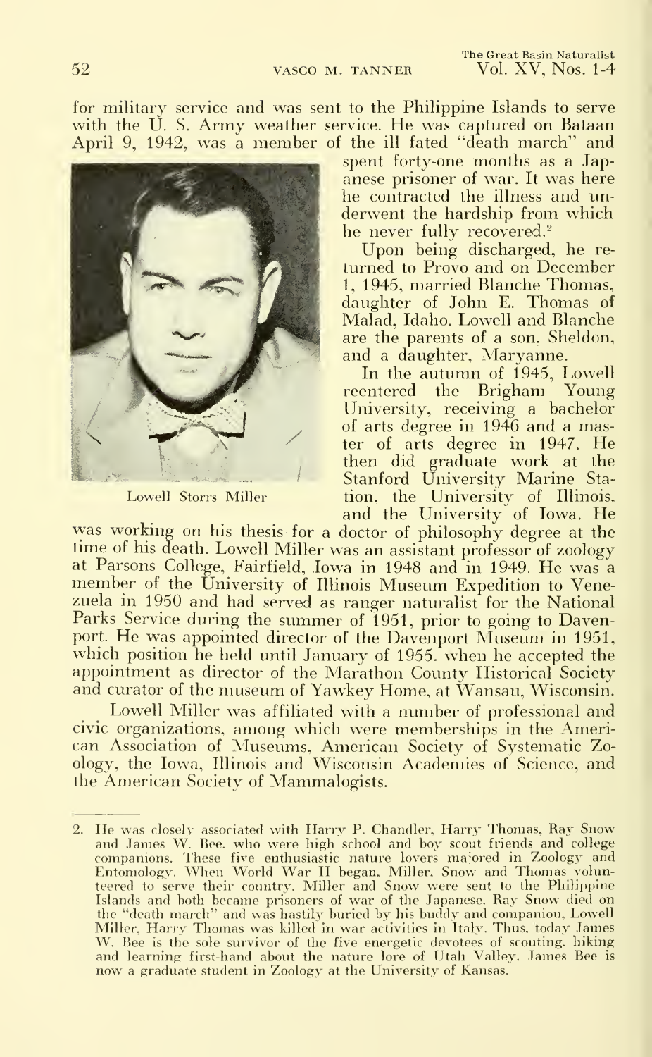for military service and was sent to the Philippine Islands to serve with the U. S. Army weather service. He was captured on Bataan April 9, 1942, was a member of the ill fated "death march" and spent forty-one months as a Japanese prisoner of war. It was here he contracted the illness and underwent the hardship from which he never fully recovered.[2]

Lowell Storrs Miller

Upon being discharged, he returned to Provo and on December 1, 1945, married Blanche Thomas, daughter of John E. Thomas of Malad, Idaho. Lowell and Blanche are the parents of a son, Sheldon, and a daughter, Maryanne.

In the autumn of 1945, Lowell reentered the Brigham Young University, receiving a bachelor of arts degree in 1946 and a master of arts degree in 1947. He then did graduate work at the Stanford University Marine Station, the University of Illinois, and the University of Iowa. He was working on his thesis for a doctor of philosophy degree at the time of his death. Lowell Miller was an assistant professor of zoology at Parsons College, Fairfield, Iowa in 1948 and in 1949. He was a member of the University of Illinois Museum Expedition to Venezuela in 1950 and had served as ranger naturalist for the National Parks Service during the summer of 1951, prior to going to Davenport. He was appointed director of the Davenport Museum in 1951, which position he held until January of 1955, when he accepted the appointment as director of the Marathon County Historical Society and curator of the museum of Yawkey Home, at Wausau, Wisconsin.

Lowell Miller was affiliated with a number of professional and civic organizations, among which were memberships in the American Association of Museums, American Society of Systematic Zoology, the Iowa, Illinois and Wisconsin Academies of Science, and the American Society of Mammalogists.

---

2. He was closely associated with Harry P. Chandler, Harry Thomas, Ray Snow and James W. Bee, who were high school and boy scout friends and college companions. These five enthusiastic nature lovers majored in Zoology and Entomology. When World War II began, Miller, Snow and Thomas volunteered to serve their country. Miller and Snow were sent to the Philippine Islands and both became prisoners of war of the Japanese. Ray Snow died on the "death march" and was hastily buried by his buddy and companion, Lowell Miller. Harry Thomas was killed in war activities in Italy. Thus, today James W. Bee is the sole survivor of the five energetic devotees of scouting, hiking and learning first-hand about the nature lore of Utah Valley. James Bee is now a graduate student in Zoology at the University of Kansas.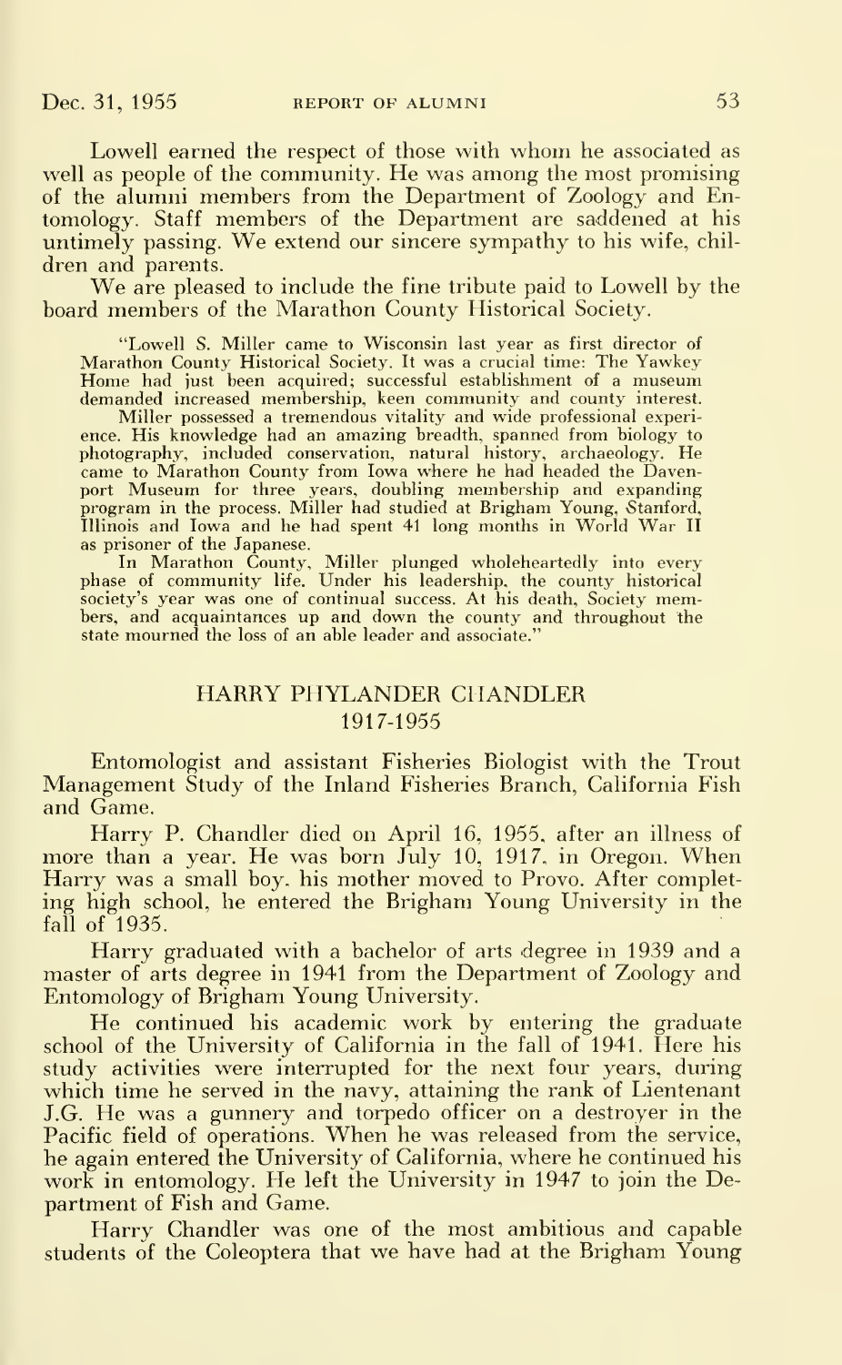Lowell earned the respect of those with whom he associated as well as people of the community. He was among the most promising of the alumni members from the Department of Zoology and Entomology. Staff members of the Department are saddened at his untimely passing. We extend our sincere sympathy to his wife, children and parents.

We are pleased to include the fine tribute paid to Lowell by the board members of the Marathon County Historical Society.

> "Lowell S. Miller came to Wisconsin last year as first director of Marathon County Historical Society. It was a crucial time: The Yawkey Home had just been acquired; successful establishment of a museum demanded increased membership, keen community and county interest.
>
> Miller possessed a tremendous vitality and wide professional experience. His knowledge had an amazing breadth, spanned from biology to photography, included conservation, natural history, archaeology. He came to Marathon County from Iowa where he had headed the Davenport Museum for three years, doubling membership and expanding program in the process. Miller had studied at Brigham Young, Stanford, Illinois and Iowa and he had spent 41 long months in World War II as prisoner of the Japanese.
>
> In Marathon County, Miller plunged wholeheartedly into every phase of community life. Under his leadership, the county historical society's year was one of continual success. At his death, Society members, and acquaintances up and down the county and throughout the state mourned the loss of an able leader and associate."

## HARRY PHYLANDER CHANDLER
## 1917-1955

Entomologist and assistant Fisheries Biologist with the Trout Management Study of the Inland Fisheries Branch, California Fish and Game.

Harry P. Chandler died on April 16, 1955, after an illness of more than a year. He was born July 10, 1917, in Oregon. When Harry was a small boy, his mother moved to Provo. After completing high school, he entered the Brigham Young University in the fall of 1935.

Harry graduated with a bachelor of arts degree in 1939 and a master of arts degree in 1941 from the Department of Zoology and Entomology of Brigham Young University.

He continued his academic work by entering the graduate school of the University of California in the fall of 1941. Here his study activities were interrupted for the next four years, during which time he served in the navy, attaining the rank of Lientenant J.G. He was a gunnery and torpedo officer on a destroyer in the Pacific field of operations. When he was released from the service, he again entered the University of California, where he continued his work in entomology. He left the University in 1947 to join the Department of Fish and Game.

Harry Chandler was one of the most ambitious and capable students of the Coleoptera that we have had at the Brigham Young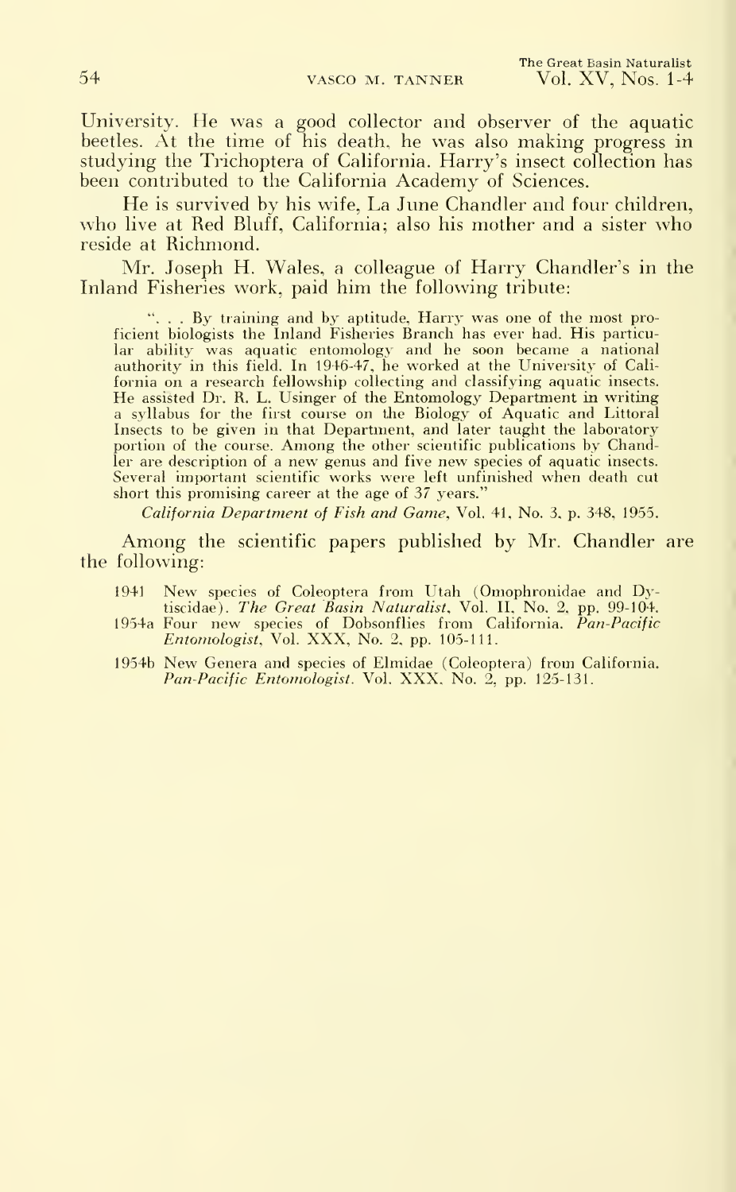University. He was a good collector and observer of the aquatic beetles. At the time of his death, he was also making progress in studying the Trichoptera of California. Harry's insect collection has been contributed to the California Academy of Sciences.

He is survived by his wife, La June Chandler and four children, who live at Red Bluff, California; also his mother and a sister who reside at Richmond.

Mr. Joseph H. Wales, a colleague of Harry Chandler's in the Inland Fisheries work, paid him the following tribute:

> ". . . By training and by aptitude, Harry was one of the most proficient biologists the Inland Fisheries Branch has ever had. His particular ability was aquatic entomology and he soon became a national authority in this field. In 1946-47, he worked at the University of California on a research fellowship collecting and classifying aquatic insects. He assisted Dr. R. L. Usinger of the Entomology Department in writing a syllabus for the first course on the Biology of Aquatic and Littoral Insects to be given in that Department, and later taught the laboratory portion of the course. Among the other scientific publications by Chandler are description of a new genus and five new species of aquatic insects. Several important scientific works were left unfinished when death cut short this promising career at the age of 37 years."
>
> *California Department of Fish and Game*, Vol. 41, No. 3, p. 348, 1955.

Among the scientific papers published by Mr. Chandler are the following:

- 1941 New species of Coleoptera from Utah (Omophronidae and Dytiscidae). *The Great Basin Naturalist*, Vol. II, No. 2, pp. 99-104.
- 1954a Four new species of Dobsonflies from California. *Pan-Pacific Entomologist*, Vol. XXX, No. 2, pp. 105-111.
- 1954b New Genera and species of Elmidae (Coleoptera) from California. *Pan-Pacific Entomologist*. Vol. XXX. No. 2, pp. 125-131.